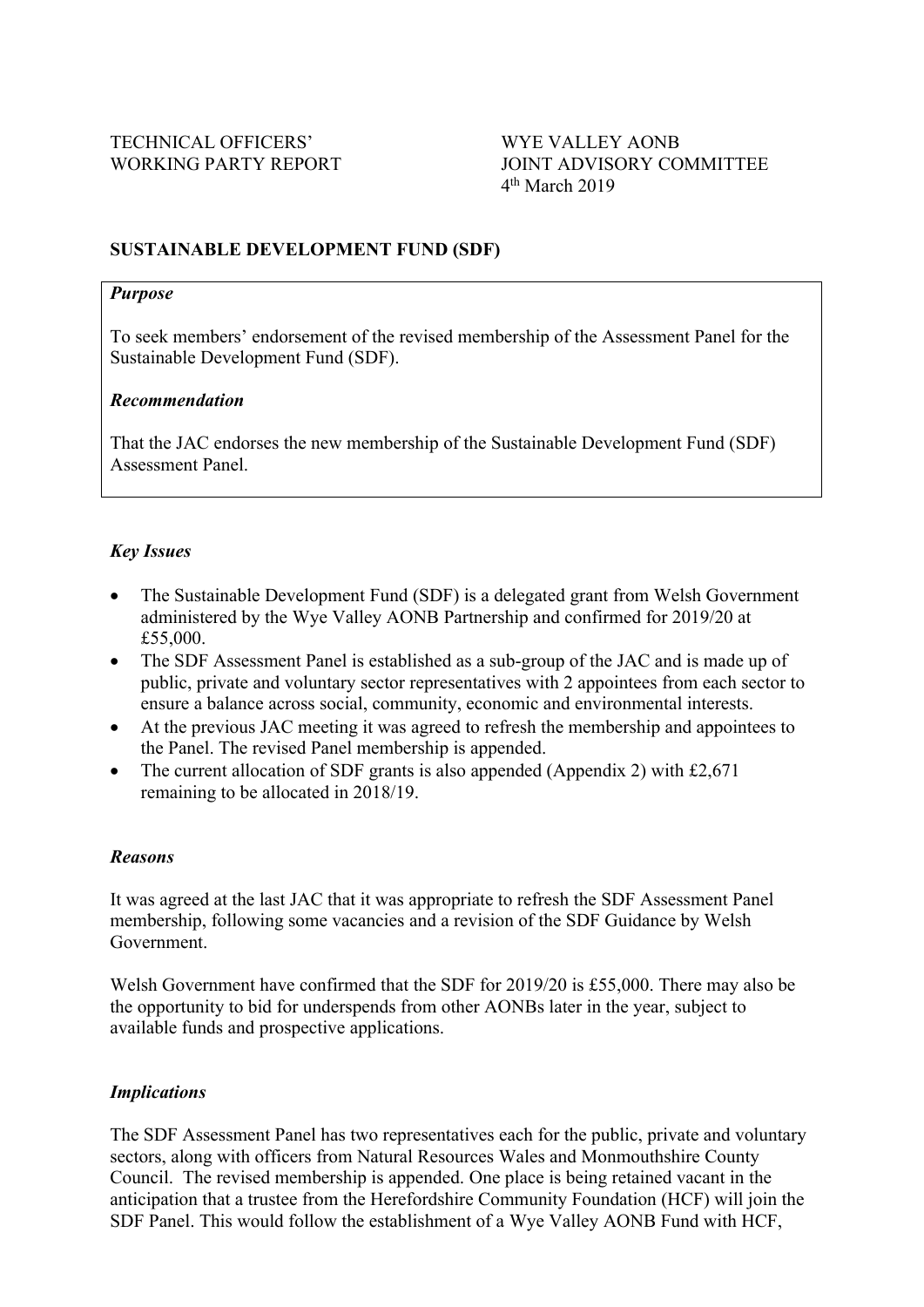TECHNICAL OFFICERS' WORKING PARTY REPORT

WYE VALLEY AONB JOINT ADVISORY COMMITTEE
4th March 2019

**SUSTAINABLE DEVELOPMENT FUND (SDF)**

***Purpose***

To seek members' endorsement of the revised membership of the Assessment Panel for the Sustainable Development Fund (SDF).

***Recommendation***

That the JAC endorses the new membership of the Sustainable Development Fund (SDF) Assessment Panel.

***Key Issues***

- The Sustainable Development Fund (SDF) is a delegated grant from Welsh Government administered by the Wye Valley AONB Partnership and confirmed for 2019/20 at £55,000.
- The SDF Assessment Panel is established as a sub-group of the JAC and is made up of public, private and voluntary sector representatives with 2 appointees from each sector to ensure a balance across social, community, economic and environmental interests.
- At the previous JAC meeting it was agreed to refresh the membership and appointees to the Panel. The revised Panel membership is appended.
- The current allocation of SDF grants is also appended (Appendix 2) with £2,671 remaining to be allocated in 2018/19.

***Reasons***

It was agreed at the last JAC that it was appropriate to refresh the SDF Assessment Panel membership, following some vacancies and a revision of the SDF Guidance by Welsh Government.

Welsh Government have confirmed that the SDF for 2019/20 is £55,000. There may also be the opportunity to bid for underspends from other AONBs later in the year, subject to available funds and prospective applications.

***Implications***

The SDF Assessment Panel has two representatives each for the public, private and voluntary sectors, along with officers from Natural Resources Wales and Monmouthshire County Council. The revised membership is appended. One place is being retained vacant in the anticipation that a trustee from the Herefordshire Community Foundation (HCF) will join the SDF Panel. This would follow the establishment of a Wye Valley AONB Fund with HCF,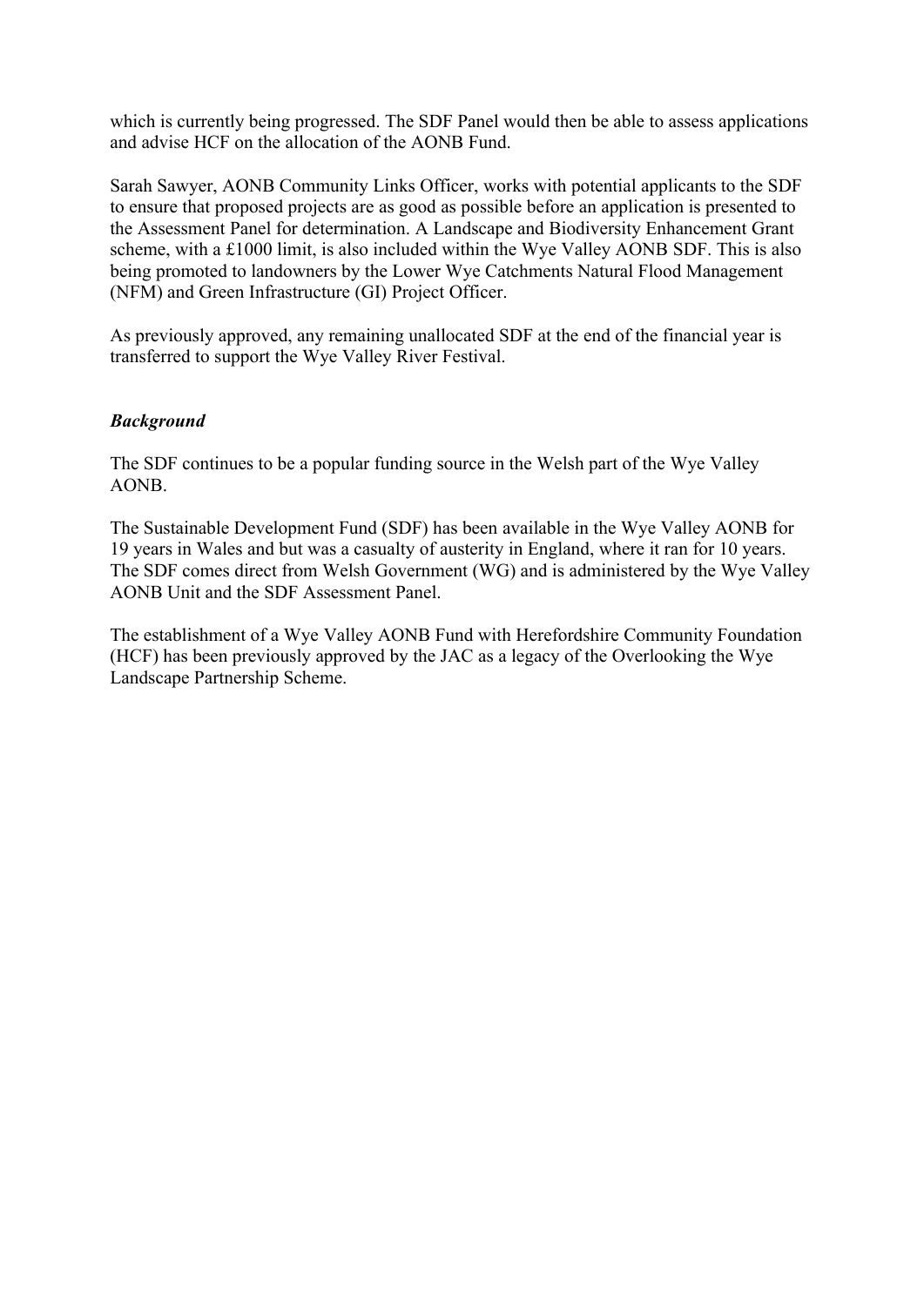which is currently being progressed. The SDF Panel would then be able to assess applications and advise HCF on the allocation of the AONB Fund.

Sarah Sawyer, AONB Community Links Officer, works with potential applicants to the SDF to ensure that proposed projects are as good as possible before an application is presented to the Assessment Panel for determination. A Landscape and Biodiversity Enhancement Grant scheme, with a £1000 limit, is also included within the Wye Valley AONB SDF. This is also being promoted to landowners by the Lower Wye Catchments Natural Flood Management (NFM) and Green Infrastructure (GI) Project Officer.

As previously approved, any remaining unallocated SDF at the end of the financial year is transferred to support the Wye Valley River Festival.

### *Background*

The SDF continues to be a popular funding source in the Welsh part of the Wye Valley AONB.

The Sustainable Development Fund (SDF) has been available in the Wye Valley AONB for 19 years in Wales and but was a casualty of austerity in England, where it ran for 10 years. The SDF comes direct from Welsh Government (WG) and is administered by the Wye Valley AONB Unit and the SDF Assessment Panel.

The establishment of a Wye Valley AONB Fund with Herefordshire Community Foundation (HCF) has been previously approved by the JAC as a legacy of the Overlooking the Wye Landscape Partnership Scheme.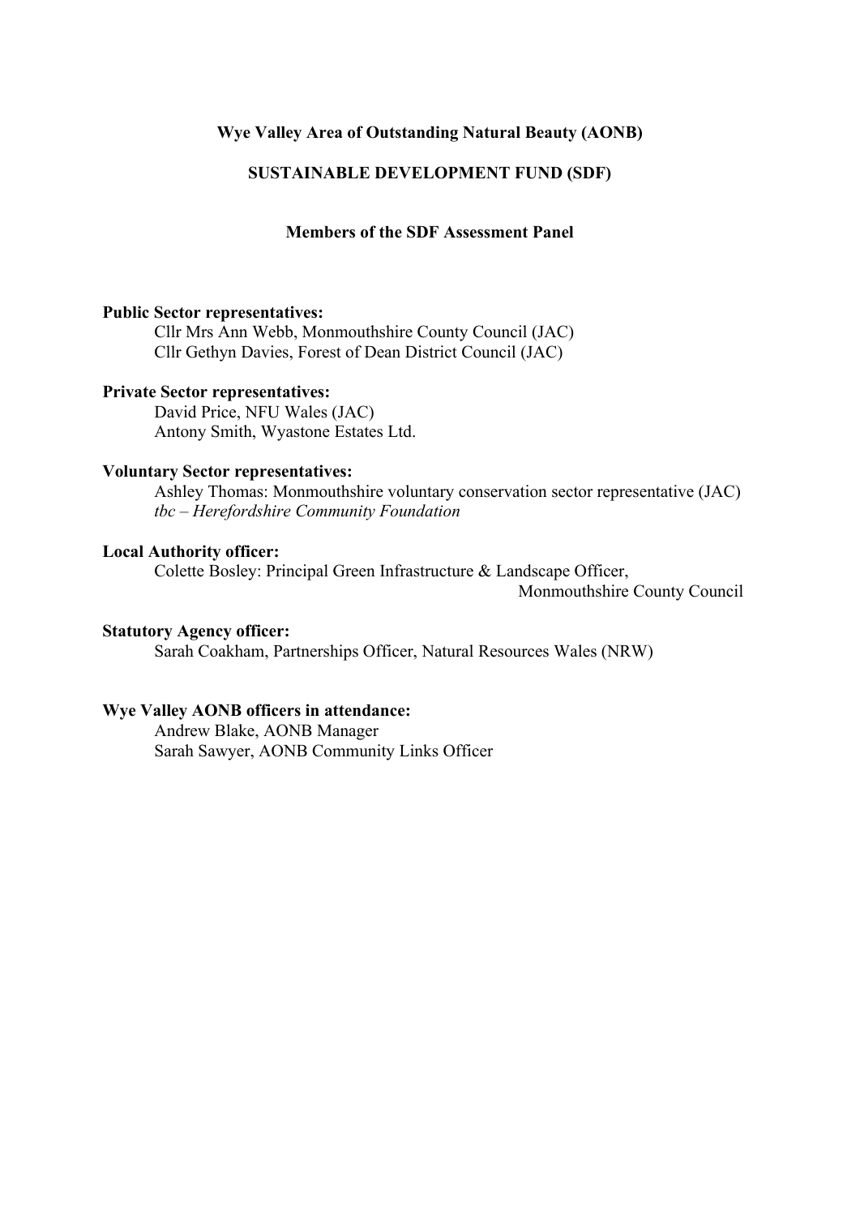**Wye Valley Area of Outstanding Natural Beauty (AONB)**

**SUSTAINABLE DEVELOPMENT FUND (SDF)**

**Members of the SDF Assessment Panel**

**Public Sector representatives:**

Cllr Mrs Ann Webb, Monmouthshire County Council (JAC)
Cllr Gethyn Davies, Forest of Dean District Council (JAC)

**Private Sector representatives:**

David Price, NFU Wales (JAC)
Antony Smith, Wyastone Estates Ltd.

**Voluntary Sector representatives:**

Ashley Thomas: Monmouthshire voluntary conservation sector representative (JAC)
*tbc – Herefordshire Community Foundation*

**Local Authority officer:**

Colette Bosley: Principal Green Infrastructure & Landscape Officer, Monmouthshire County Council

**Statutory Agency officer:**

Sarah Coakham, Partnerships Officer, Natural Resources Wales (NRW)

**Wye Valley AONB officers in attendance:**

Andrew Blake, AONB Manager
Sarah Sawyer, AONB Community Links Officer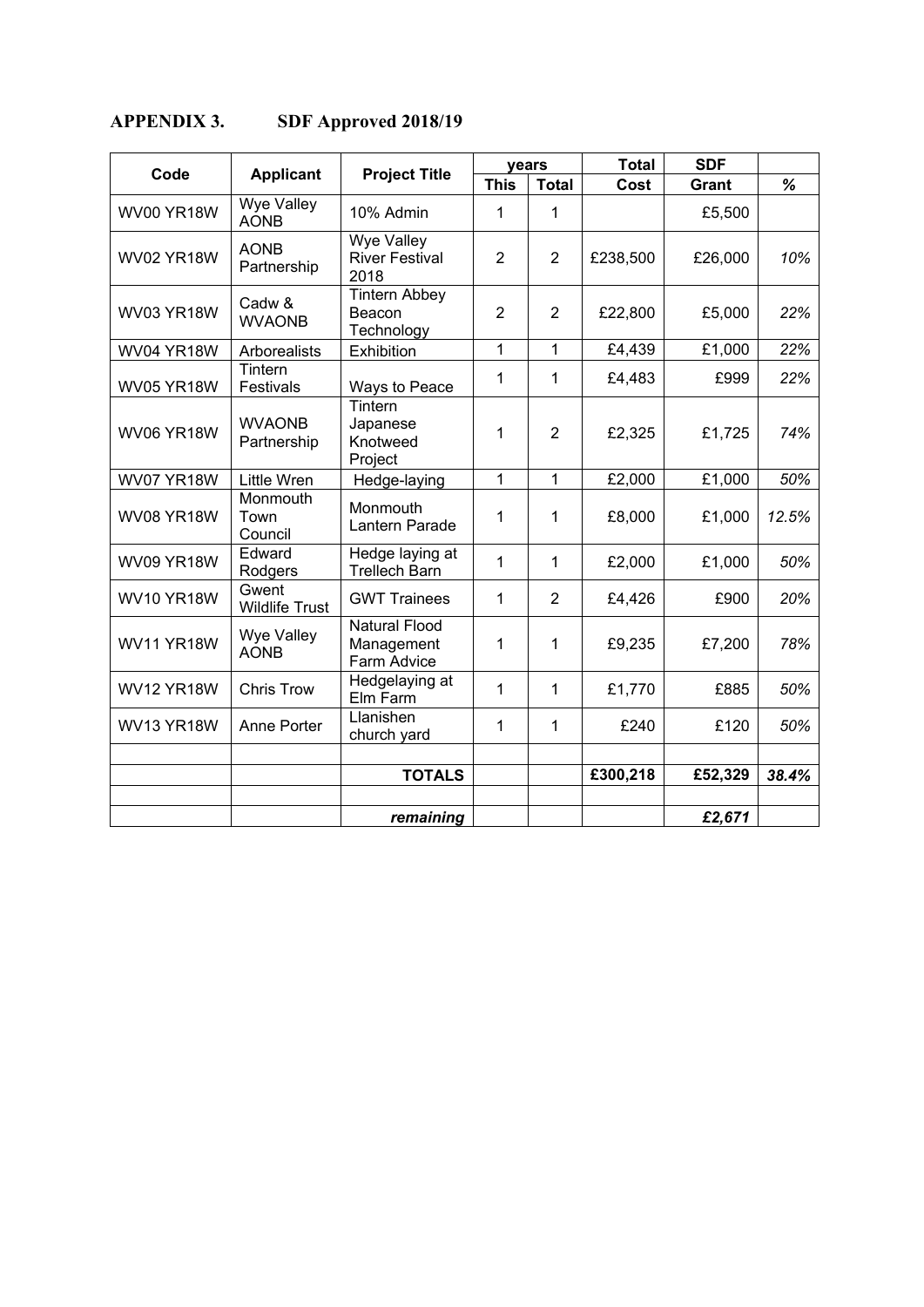# APPENDIX 3. SDF Approved 2018/19

| Code | Applicant | Project Title | years | | Total | SDF | |
|---|---|---|---|---|---|---|---|
| | | | This | Total | Cost | Grant | % |
| WV00 YR18W | Wye Valley AONB | 10% Admin | 1 | 1 | | £5,500 | |
| WV02 YR18W | AONB Partnership | Wye Valley River Festival 2018 | 2 | 2 | £238,500 | £26,000 | *10%* |
| WV03 YR18W | Cadw & WVAONB | Tintern Abbey Beacon Technology | 2 | 2 | £22,800 | £5,000 | *22%* |
| WV04 YR18W | Arborealists | Exhibition | 1 | 1 | £4,439 | £1,000 | *22%* |
| WV05 YR18W | Tintern Festivals | Ways to Peace | 1 | 1 | £4,483 | £999 | *22%* |
| WV06 YR18W | WVAONB Partnership | Tintern Japanese Knotweed Project | 1 | 2 | £2,325 | £1,725 | *74%* |
| WV07 YR18W | Little Wren | Hedge-laying | 1 | 1 | £2,000 | £1,000 | *50%* |
| WV08 YR18W | Monmouth Town Council | Monmouth Lantern Parade | 1 | 1 | £8,000 | £1,000 | *12.5%* |
| WV09 YR18W | Edward Rodgers | Hedge laying at Trellech Barn | 1 | 1 | £2,000 | £1,000 | *50%* |
| WV10 YR18W | Gwent Wildlife Trust | GWT Trainees | 1 | 2 | £4,426 | £900 | *20%* |
| WV11 YR18W | Wye Valley AONB | Natural Flood Management Farm Advice | 1 | 1 | £9,235 | £7,200 | *78%* |
| WV12 YR18W | Chris Trow | Hedgelaying at Elm Farm | 1 | 1 | £1,770 | £885 | *50%* |
| WV13 YR18W | Anne Porter | Llanishen church yard | 1 | 1 | £240 | £120 | *50%* |
| | | | | | | | |
| | | **TOTALS** | | | **£300,218** | **£52,329** | ***38.4%*** |
| | | | | | | | |
| | | ***remaining*** | | | | ***£2,671*** | |